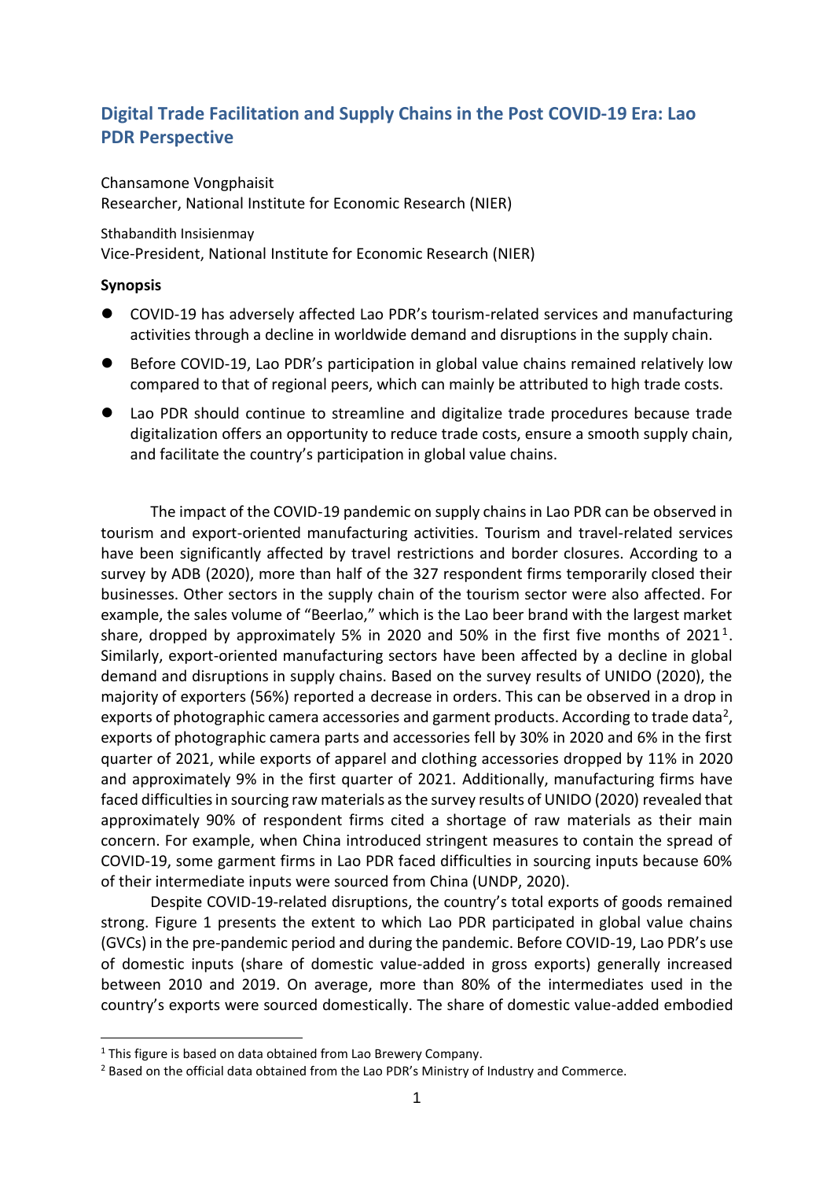# Digital Trade Facilitation and Supply Chains in the Post COVID-19 Era: Lao PDR Perspective

Chansamone Vongphaisit
Researcher, National Institute for Economic Research (NIER)

Sthabandith Insisienmay
Vice-President, National Institute for Economic Research (NIER)

**Synopsis**

- COVID-19 has adversely affected Lao PDR's tourism-related services and manufacturing activities through a decline in worldwide demand and disruptions in the supply chain.
- Before COVID-19, Lao PDR's participation in global value chains remained relatively low compared to that of regional peers, which can mainly be attributed to high trade costs.
- Lao PDR should continue to streamline and digitalize trade procedures because trade digitalization offers an opportunity to reduce trade costs, ensure a smooth supply chain, and facilitate the country's participation in global value chains.

The impact of the COVID-19 pandemic on supply chains in Lao PDR can be observed in tourism and export-oriented manufacturing activities. Tourism and travel-related services have been significantly affected by travel restrictions and border closures. According to a survey by ADB (2020), more than half of the 327 respondent firms temporarily closed their businesses. Other sectors in the supply chain of the tourism sector were also affected. For example, the sales volume of "Beerlao," which is the Lao beer brand with the largest market share, dropped by approximately 5% in 2020 and 50% in the first five months of 2021[1]. Similarly, export-oriented manufacturing sectors have been affected by a decline in global demand and disruptions in supply chains. Based on the survey results of UNIDO (2020), the majority of exporters (56%) reported a decrease in orders. This can be observed in a drop in exports of photographic camera accessories and garment products. According to trade data[2], exports of photographic camera parts and accessories fell by 30% in 2020 and 6% in the first quarter of 2021, while exports of apparel and clothing accessories dropped by 11% in 2020 and approximately 9% in the first quarter of 2021. Additionally, manufacturing firms have faced difficulties in sourcing raw materials as the survey results of UNIDO (2020) revealed that approximately 90% of respondent firms cited a shortage of raw materials as their main concern. For example, when China introduced stringent measures to contain the spread of COVID-19, some garment firms in Lao PDR faced difficulties in sourcing inputs because 60% of their intermediate inputs were sourced from China (UNDP, 2020).

Despite COVID-19-related disruptions, the country's total exports of goods remained strong. Figure 1 presents the extent to which Lao PDR participated in global value chains (GVCs) in the pre-pandemic period and during the pandemic. Before COVID-19, Lao PDR's use of domestic inputs (share of domestic value-added in gross exports) generally increased between 2010 and 2019. On average, more than 80% of the intermediates used in the country's exports were sourced domestically. The share of domestic value-added embodied

---

[1] This figure is based on data obtained from Lao Brewery Company.

[2] Based on the official data obtained from the Lao PDR's Ministry of Industry and Commerce.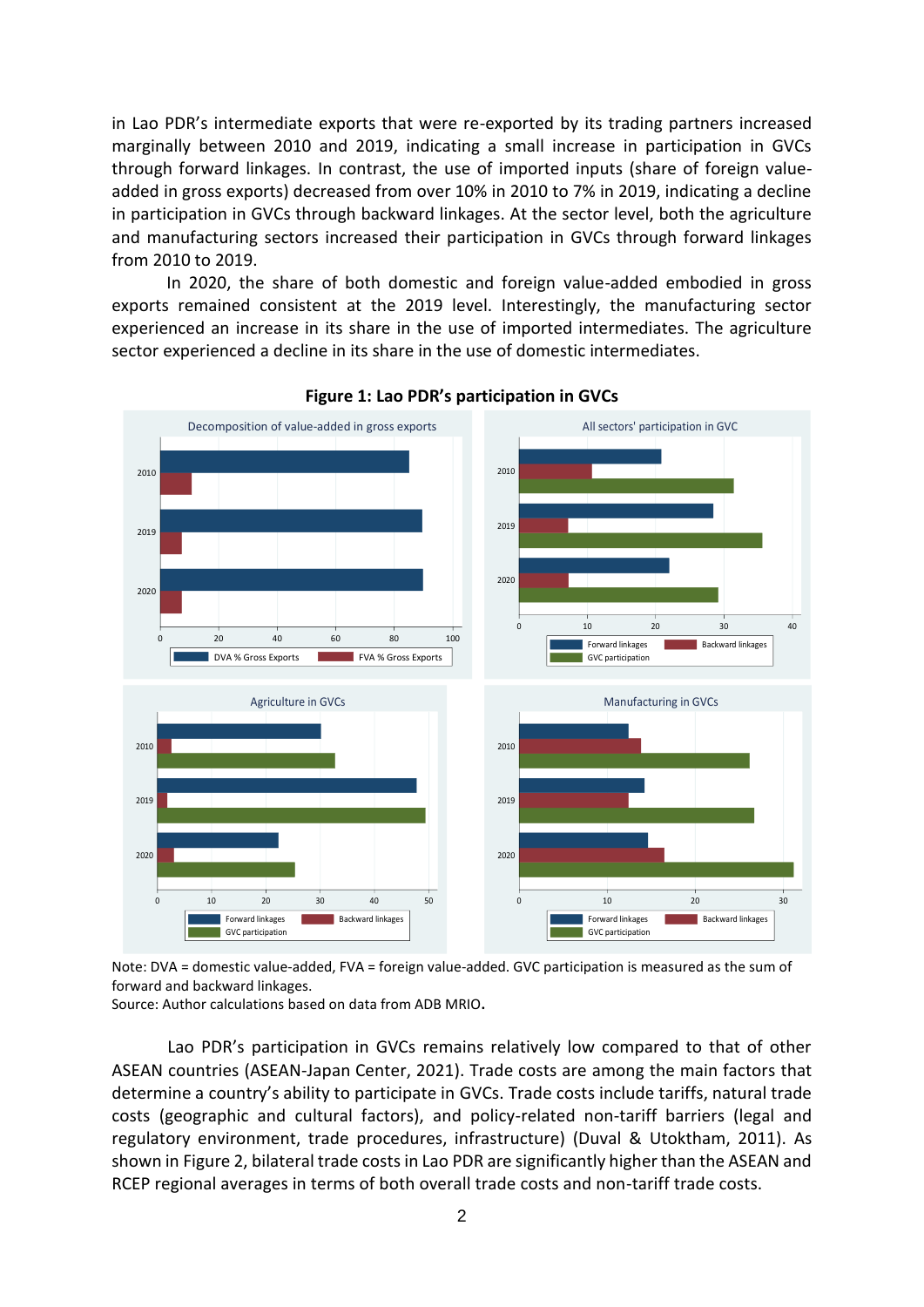in Lao PDR's intermediate exports that were re-exported by its trading partners increased marginally between 2010 and 2019, indicating a small increase in participation in GVCs through forward linkages. In contrast, the use of imported inputs (share of foreign value-added in gross exports) decreased from over 10% in 2010 to 7% in 2019, indicating a decline in participation in GVCs through backward linkages. At the sector level, both the agriculture and manufacturing sectors increased their participation in GVCs through forward linkages from 2010 to 2019.

In 2020, the share of both domestic and foreign value-added embodied in gross exports remained consistent at the 2019 level. Interestingly, the manufacturing sector experienced an increase in its share in the use of imported intermediates. The agriculture sector experienced a decline in its share in the use of domestic intermediates.

**Figure 1: Lao PDR's participation in GVCs**

Note: DVA = domestic value-added, FVA = foreign value-added. GVC participation is measured as the sum of forward and backward linkages.
Source: Author calculations based on data from ADB MRIO.

Lao PDR's participation in GVCs remains relatively low compared to that of other ASEAN countries (ASEAN-Japan Center, 2021). Trade costs are among the main factors that determine a country's ability to participate in GVCs. Trade costs include tariffs, natural trade costs (geographic and cultural factors), and policy-related non-tariff barriers (legal and regulatory environment, trade procedures, infrastructure) (Duval & Utoktham, 2011). As shown in Figure 2, bilateral trade costs in Lao PDR are significantly higher than the ASEAN and RCEP regional averages in terms of both overall trade costs and non-tariff trade costs.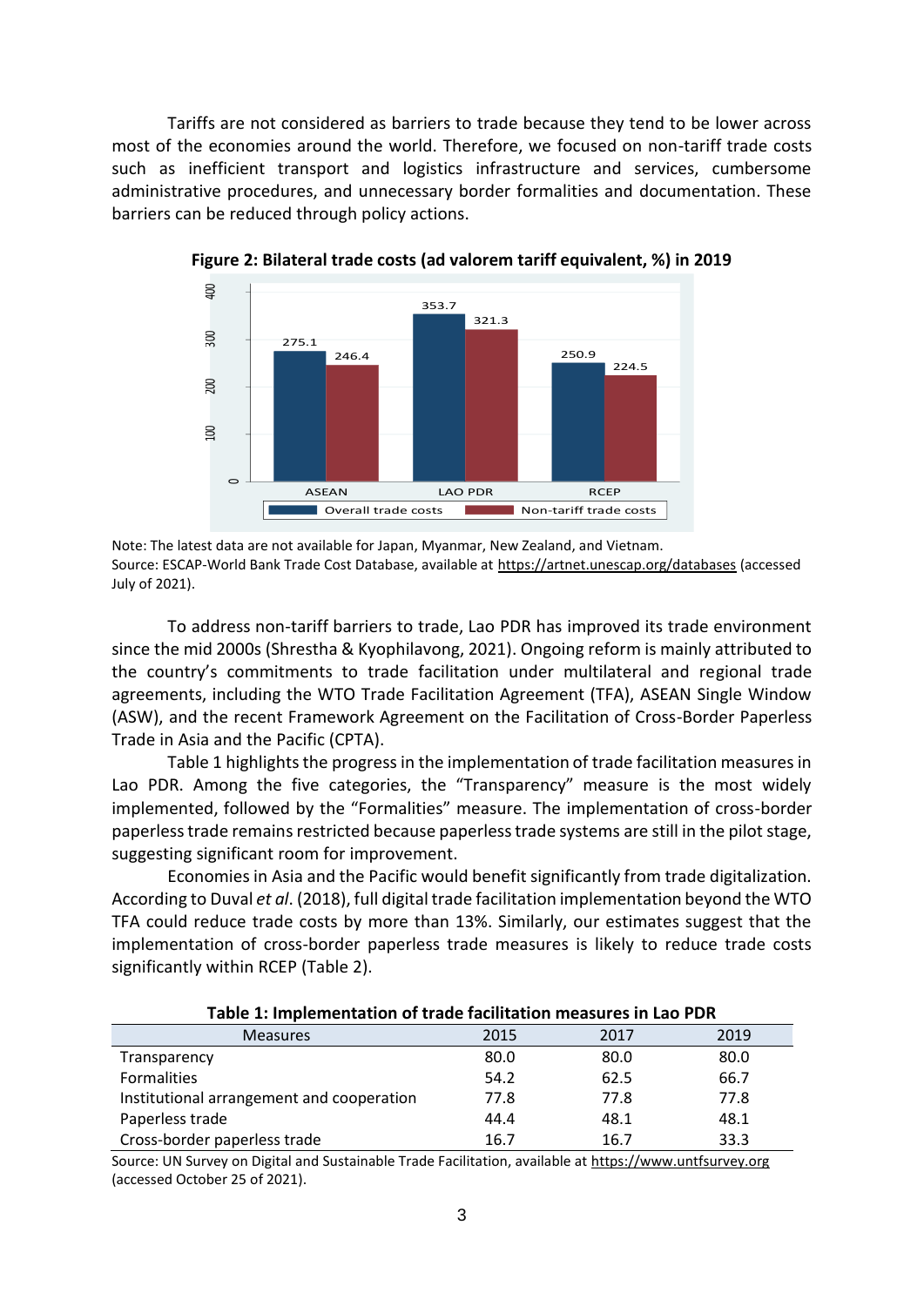Tariffs are not considered as barriers to trade because they tend to be lower across most of the economies around the world. Therefore, we focused on non-tariff trade costs such as inefficient transport and logistics infrastructure and services, cumbersome administrative procedures, and unnecessary border formalities and documentation. These barriers can be reduced through policy actions.

**Figure 2: Bilateral trade costs (ad valorem tariff equivalent, %) in 2019**

Note: The latest data are not available for Japan, Myanmar, New Zealand, and Vietnam.
Source: ESCAP-World Bank Trade Cost Database, available at https://artnet.unescap.org/databases (accessed July of 2021).

To address non-tariff barriers to trade, Lao PDR has improved its trade environment since the mid 2000s (Shrestha & Kyophilavong, 2021). Ongoing reform is mainly attributed to the country's commitments to trade facilitation under multilateral and regional trade agreements, including the WTO Trade Facilitation Agreement (TFA), ASEAN Single Window (ASW), and the recent Framework Agreement on the Facilitation of Cross-Border Paperless Trade in Asia and the Pacific (CPTA).

Table 1 highlights the progress in the implementation of trade facilitation measures in Lao PDR. Among the five categories, the "Transparency" measure is the most widely implemented, followed by the "Formalities" measure. The implementation of cross-border paperless trade remains restricted because paperless trade systems are still in the pilot stage, suggesting significant room for improvement.

Economies in Asia and the Pacific would benefit significantly from trade digitalization. According to Duval *et al*. (2018), full digital trade facilitation implementation beyond the WTO TFA could reduce trade costs by more than 13%. Similarly, our estimates suggest that the implementation of cross-border paperless trade measures is likely to reduce trade costs significantly within RCEP (Table 2).

**Table 1: Implementation of trade facilitation measures in Lao PDR**

| Measures | 2015 | 2017 | 2019 |
|---|---|---|---|
| Transparency | 80.0 | 80.0 | 80.0 |
| Formalities | 54.2 | 62.5 | 66.7 |
| Institutional arrangement and cooperation | 77.8 | 77.8 | 77.8 |
| Paperless trade | 44.4 | 48.1 | 48.1 |
| Cross-border paperless trade | 16.7 | 16.7 | 33.3 |

Source: UN Survey on Digital and Sustainable Trade Facilitation, available at https://www.untfsurvey.org (accessed October 25 of 2021).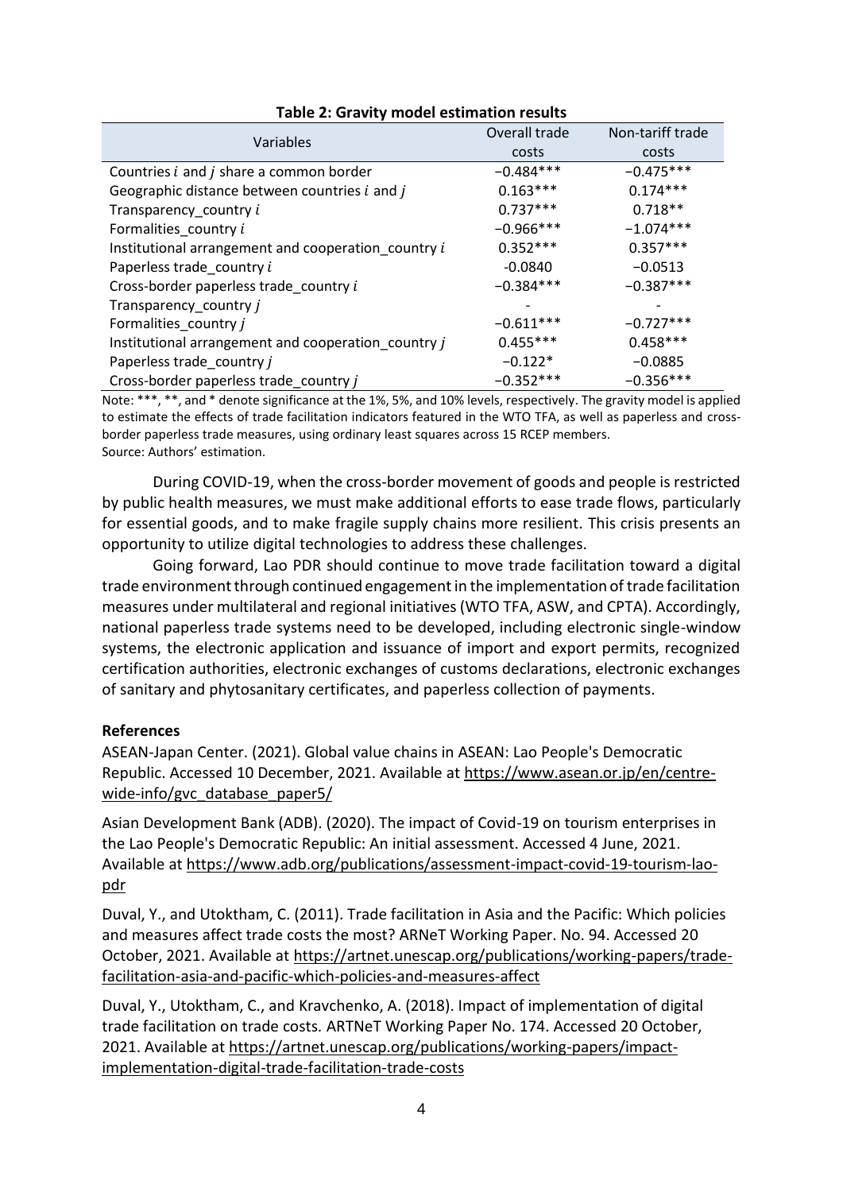**Table 2: Gravity model estimation results**

| Variables | Overall trade costs | Non-tariff trade costs |
|---|---|---|
| Countries $i$ and $j$ share a common border | −0.484*** | −0.475*** |
| Geographic distance between countries $i$ and $j$ | 0.163*** | 0.174*** |
| Transparency_country $i$ | 0.737*** | 0.718** |
| Formalities_country $i$ | −0.966*** | −1.074*** |
| Institutional arrangement and cooperation_country $i$ | 0.352*** | 0.357*** |
| Paperless trade_country $i$ | -0.0840 | −0.0513 |
| Cross-border paperless trade_country $i$ | −0.384*** | −0.387*** |
| Transparency_country $j$ | - | - |
| Formalities_country $j$ | −0.611*** | −0.727*** |
| Institutional arrangement and cooperation_country $j$ | 0.455*** | 0.458*** |
| Paperless trade_country $j$ | −0.122* | −0.0885 |
| Cross-border paperless trade_country $j$ | −0.352*** | −0.356*** |

Note: ***, **, and * denote significance at the 1%, 5%, and 10% levels, respectively. The gravity model is applied to estimate the effects of trade facilitation indicators featured in the WTO TFA, as well as paperless and cross-border paperless trade measures, using ordinary least squares across 15 RCEP members.
Source: Authors' estimation.

During COVID-19, when the cross-border movement of goods and people is restricted by public health measures, we must make additional efforts to ease trade flows, particularly for essential goods, and to make fragile supply chains more resilient. This crisis presents an opportunity to utilize digital technologies to address these challenges.

Going forward, Lao PDR should continue to move trade facilitation toward a digital trade environment through continued engagement in the implementation of trade facilitation measures under multilateral and regional initiatives (WTO TFA, ASW, and CPTA). Accordingly, national paperless trade systems need to be developed, including electronic single-window systems, the electronic application and issuance of import and export permits, recognized certification authorities, electronic exchanges of customs declarations, electronic exchanges of sanitary and phytosanitary certificates, and paperless collection of payments.

**References**

ASEAN-Japan Center. (2021). Global value chains in ASEAN: Lao People's Democratic Republic. Accessed 10 December, 2021. Available at https://www.asean.or.jp/en/centre-wide-info/gvc_database_paper5/

Asian Development Bank (ADB). (2020). The impact of Covid-19 on tourism enterprises in the Lao People's Democratic Republic: An initial assessment. Accessed 4 June, 2021. Available at https://www.adb.org/publications/assessment-impact-covid-19-tourism-lao-pdr

Duval, Y., and Utoktham, C. (2011). Trade facilitation in Asia and the Pacific: Which policies and measures affect trade costs the most? ARNeT Working Paper. No. 94. Accessed 20 October, 2021. Available at https://artnet.unescap.org/publications/working-papers/trade-facilitation-asia-and-pacific-which-policies-and-measures-affect

Duval, Y., Utoktham, C., and Kravchenko, A. (2018). Impact of implementation of digital trade facilitation on trade costs. ARTNeT Working Paper No. 174. Accessed 20 October, 2021. Available at https://artnet.unescap.org/publications/working-papers/impact-implementation-digital-trade-facilitation-trade-costs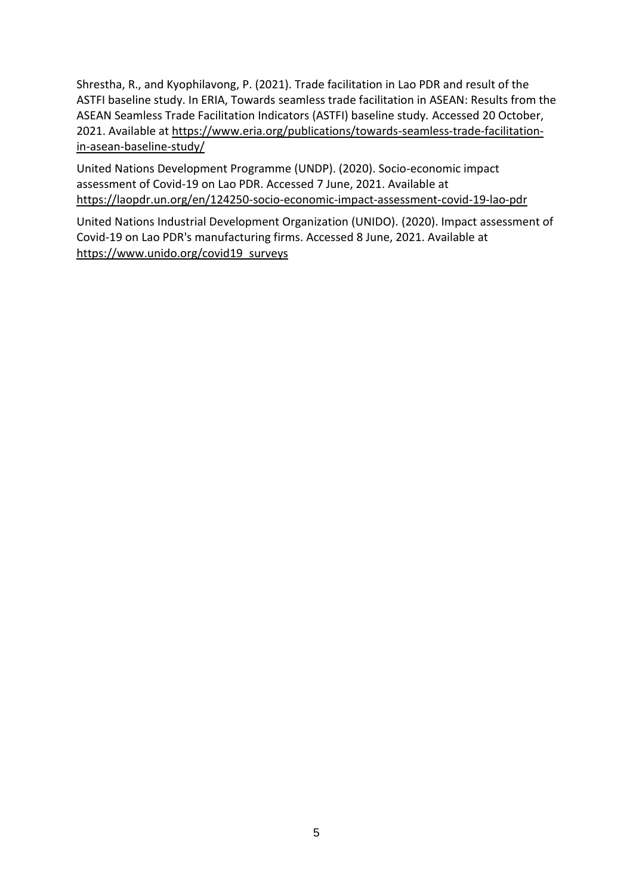Shrestha, R., and Kyophilavong, P. (2021). Trade facilitation in Lao PDR and result of the ASTFI baseline study. In ERIA, Towards seamless trade facilitation in ASEAN: Results from the ASEAN Seamless Trade Facilitation Indicators (ASTFI) baseline study. Accessed 20 October, 2021. Available at https://www.eria.org/publications/towards-seamless-trade-facilitation-in-asean-baseline-study/

United Nations Development Programme (UNDP). (2020). Socio-economic impact assessment of Covid-19 on Lao PDR. Accessed 7 June, 2021. Available at https://laopdr.un.org/en/124250-socio-economic-impact-assessment-covid-19-lao-pdr

United Nations Industrial Development Organization (UNIDO). (2020). Impact assessment of Covid-19 on Lao PDR's manufacturing firms. Accessed 8 June, 2021. Available at https://www.unido.org/covid19_surveys